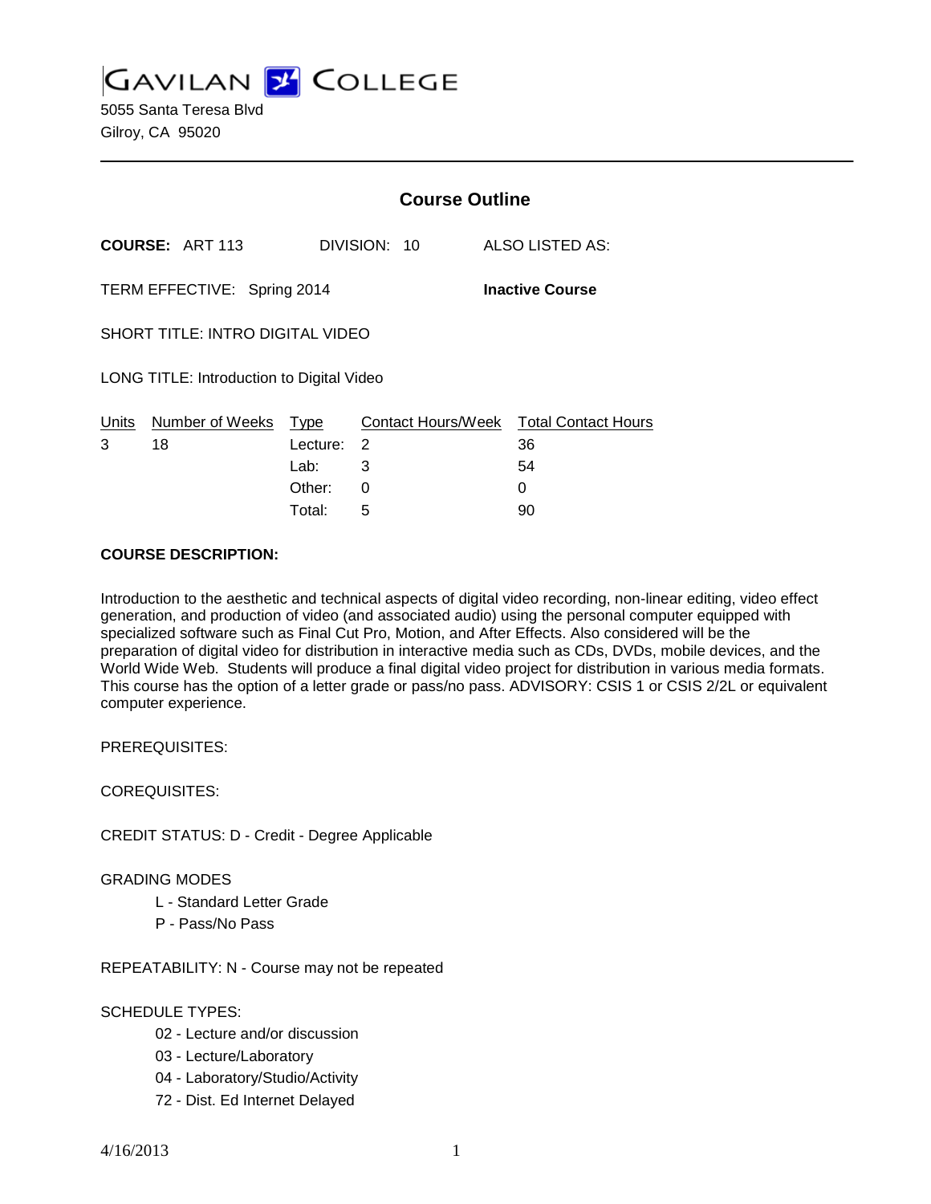# GAVILAN COLLEGE

5055 Santa Teresa Blvd
Gilroy, CA 95020

---

## Course Outline

**COURSE:** ART 113 DIVISION: 10 ALSO LISTED AS:

TERM EFFECTIVE: Spring 2014 **Inactive Course**

SHORT TITLE: INTRO DIGITAL VIDEO

LONG TITLE: Introduction to Digital Video

| Units | Number of Weeks | Type | Contact Hours/Week | Total Contact Hours |
|---|---|---|---|---|
| 3 | 18 | Lecture: | 2 | 36 |
| | | Lab: | 3 | 54 |
| | | Other: | 0 | 0 |
| | | Total: | 5 | 90 |

**COURSE DESCRIPTION:**

Introduction to the aesthetic and technical aspects of digital video recording, non-linear editing, video effect generation, and production of video (and associated audio) using the personal computer equipped with specialized software such as Final Cut Pro, Motion, and After Effects. Also considered will be the preparation of digital video for distribution in interactive media such as CDs, DVDs, mobile devices, and the World Wide Web. Students will produce a final digital video project for distribution in various media formats. This course has the option of a letter grade or pass/no pass. ADVISORY: CSIS 1 or CSIS 2/2L or equivalent computer experience.

PREREQUISITES:

COREQUISITES:

CREDIT STATUS: D - Credit - Degree Applicable

GRADING MODES

- L - Standard Letter Grade
- P - Pass/No Pass

REPEATABILITY: N - Course may not be repeated

SCHEDULE TYPES:

- 02 - Lecture and/or discussion
- 03 - Lecture/Laboratory
- 04 - Laboratory/Studio/Activity
- 72 - Dist. Ed Internet Delayed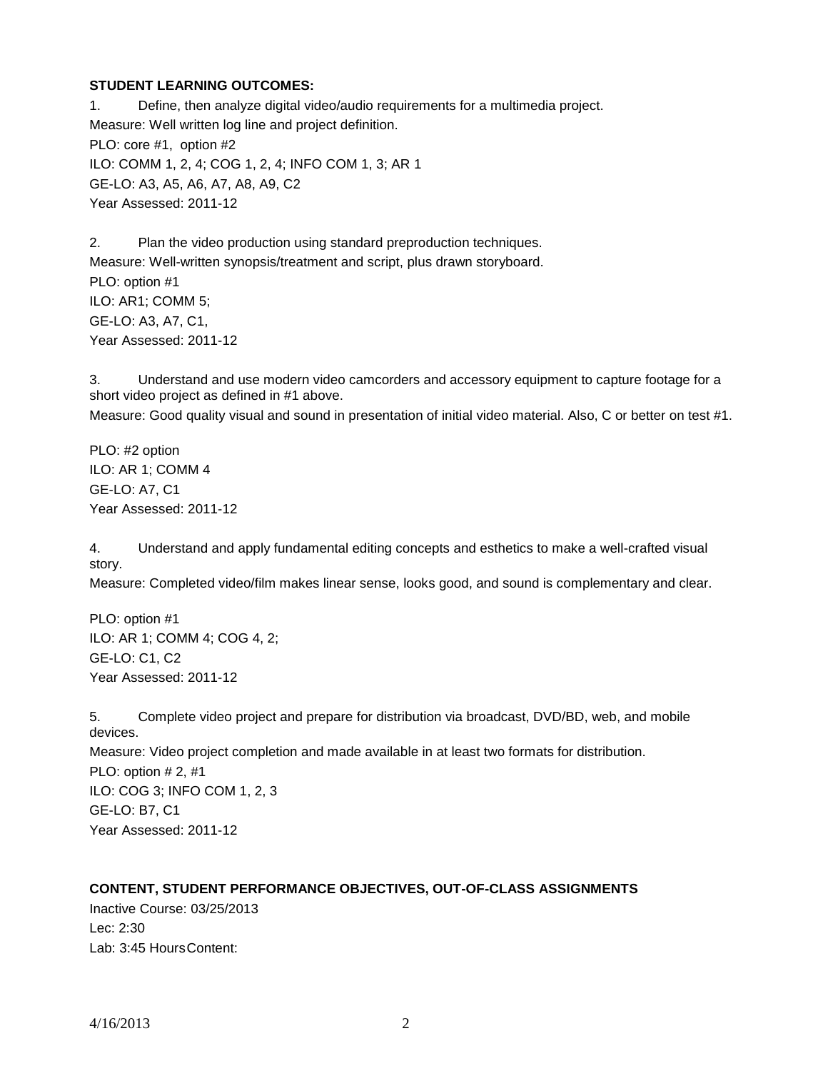**STUDENT LEARNING OUTCOMES:**

1. Define, then analyze digital video/audio requirements for a multimedia project.
Measure: Well written log line and project definition.
PLO: core #1, option #2
ILO: COMM 1, 2, 4; COG 1, 2, 4; INFO COM 1, 3; AR 1
GE-LO: A3, A5, A6, A7, A8, A9, C2
Year Assessed: 2011-12

2. Plan the video production using standard preproduction techniques.
Measure: Well-written synopsis/treatment and script, plus drawn storyboard.
PLO: option #1
ILO: AR1; COMM 5;
GE-LO: A3, A7, C1,
Year Assessed: 2011-12

3. Understand and use modern video camcorders and accessory equipment to capture footage for a short video project as defined in #1 above.
Measure: Good quality visual and sound in presentation of initial video material. Also, C or better on test #1.

PLO: #2 option
ILO: AR 1; COMM 4
GE-LO: A7, C1
Year Assessed: 2011-12

4. Understand and apply fundamental editing concepts and esthetics to make a well-crafted visual story.
Measure: Completed video/film makes linear sense, looks good, and sound is complementary and clear.

PLO: option #1
ILO: AR 1; COMM 4; COG 4, 2;
GE-LO: C1, C2
Year Assessed: 2011-12

5. Complete video project and prepare for distribution via broadcast, DVD/BD, web, and mobile devices.
Measure: Video project completion and made available in at least two formats for distribution.
PLO: option # 2, #1
ILO: COG 3; INFO COM 1, 2, 3
GE-LO: B7, C1
Year Assessed: 2011-12

**CONTENT, STUDENT PERFORMANCE OBJECTIVES, OUT-OF-CLASS ASSIGNMENTS**

Inactive Course: 03/25/2013
Lec: 2:30
Lab: 3:45 HoursContent: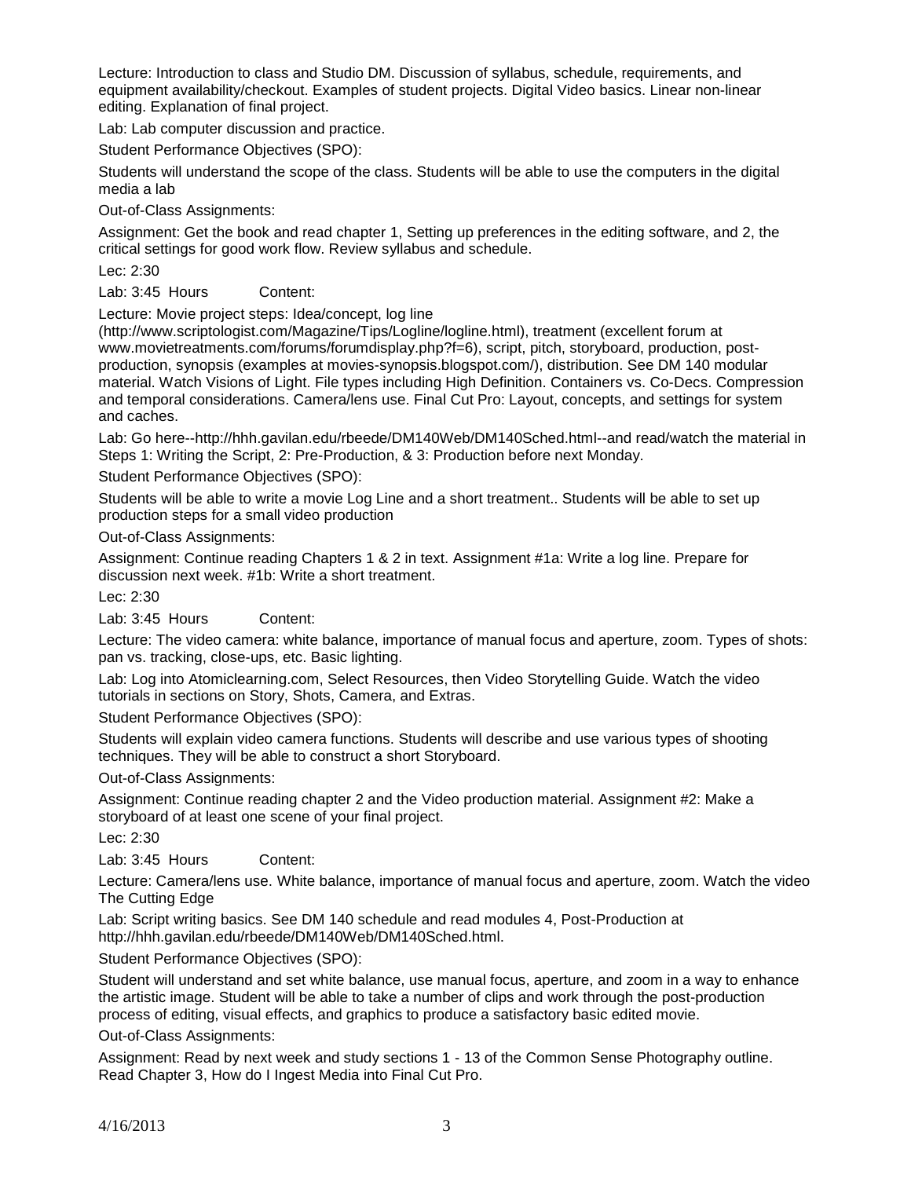Lecture: Introduction to class and Studio DM. Discussion of syllabus, schedule, requirements, and equipment availability/checkout. Examples of student projects. Digital Video basics. Linear non-linear editing. Explanation of final project.

Lab: Lab computer discussion and practice.

Student Performance Objectives (SPO):

Students will understand the scope of the class. Students will be able to use the computers in the digital media a lab

Out-of-Class Assignments:

Assignment: Get the book and read chapter 1, Setting up preferences in the editing software, and 2, the critical settings for good work flow. Review syllabus and schedule.

Lec: 2:30

Lab: 3:45 Hours Content:

Lecture: Movie project steps: Idea/concept, log line (http://www.scriptologist.com/Magazine/Tips/Logline/logline.html), treatment (excellent forum at www.movietreatments.com/forums/forumdisplay.php?f=6), script, pitch, storyboard, production, post-production, synopsis (examples at movies-synopsis.blogspot.com/), distribution. See DM 140 modular material. Watch Visions of Light. File types including High Definition. Containers vs. Co-Decs. Compression and temporal considerations. Camera/lens use. Final Cut Pro: Layout, concepts, and settings for system and caches.

Lab: Go here--http://hhh.gavilan.edu/rbeede/DM140Web/DM140Sched.html--and read/watch the material in Steps 1: Writing the Script, 2: Pre-Production, & 3: Production before next Monday.

Student Performance Objectives (SPO):

Students will be able to write a movie Log Line and a short treatment.. Students will be able to set up production steps for a small video production

Out-of-Class Assignments:

Assignment: Continue reading Chapters 1 & 2 in text. Assignment #1a: Write a log line. Prepare for discussion next week. #1b: Write a short treatment.

Lec: 2:30

Lab: 3:45 Hours Content:

Lecture: The video camera: white balance, importance of manual focus and aperture, zoom. Types of shots: pan vs. tracking, close-ups, etc. Basic lighting.

Lab: Log into Atomiclearning.com, Select Resources, then Video Storytelling Guide. Watch the video tutorials in sections on Story, Shots, Camera, and Extras.

Student Performance Objectives (SPO):

Students will explain video camera functions. Students will describe and use various types of shooting techniques. They will be able to construct a short Storyboard.

Out-of-Class Assignments:

Assignment: Continue reading chapter 2 and the Video production material. Assignment #2: Make a storyboard of at least one scene of your final project.

Lec: 2:30

Lab: 3:45 Hours Content:

Lecture: Camera/lens use. White balance, importance of manual focus and aperture, zoom. Watch the video The Cutting Edge

Lab: Script writing basics. See DM 140 schedule and read modules 4, Post-Production at http://hhh.gavilan.edu/rbeede/DM140Web/DM140Sched.html.

Student Performance Objectives (SPO):

Student will understand and set white balance, use manual focus, aperture, and zoom in a way to enhance the artistic image. Student will be able to take a number of clips and work through the post-production process of editing, visual effects, and graphics to produce a satisfactory basic edited movie.

Out-of-Class Assignments:

Assignment: Read by next week and study sections 1 - 13 of the Common Sense Photography outline. Read Chapter 3, How do I Ingest Media into Final Cut Pro.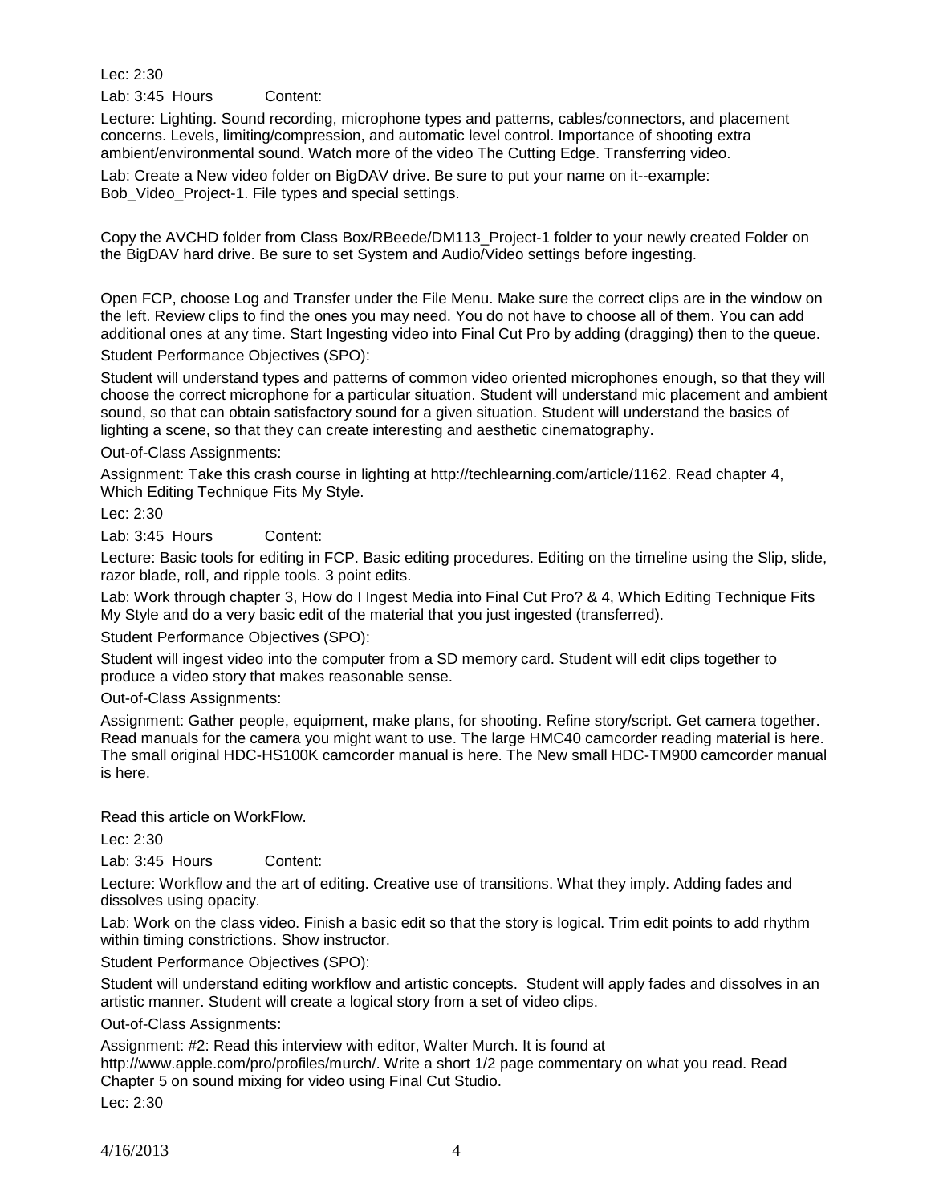Lec: 2:30

Lab: 3:45 Hours Content:

Lecture: Lighting. Sound recording, microphone types and patterns, cables/connectors, and placement concerns. Levels, limiting/compression, and automatic level control. Importance of shooting extra ambient/environmental sound. Watch more of the video The Cutting Edge. Transferring video.

Lab: Create a New video folder on BigDAV drive. Be sure to put your name on it--example: Bob_Video_Project-1. File types and special settings.

Copy the AVCHD folder from Class Box/RBeede/DM113_Project-1 folder to your newly created Folder on the BigDAV hard drive. Be sure to set System and Audio/Video settings before ingesting.

Open FCP, choose Log and Transfer under the File Menu. Make sure the correct clips are in the window on the left. Review clips to find the ones you may need. You do not have to choose all of them. You can add additional ones at any time. Start Ingesting video into Final Cut Pro by adding (dragging) then to the queue.

Student Performance Objectives (SPO):

Student will understand types and patterns of common video oriented microphones enough, so that they will choose the correct microphone for a particular situation. Student will understand mic placement and ambient sound, so that can obtain satisfactory sound for a given situation. Student will understand the basics of lighting a scene, so that they can create interesting and aesthetic cinematography.

Out-of-Class Assignments:

Assignment: Take this crash course in lighting at http://techlearning.com/article/1162. Read chapter 4, Which Editing Technique Fits My Style.

Lec: 2:30

Lab: 3:45 Hours Content:

Lecture: Basic tools for editing in FCP. Basic editing procedures. Editing on the timeline using the Slip, slide, razor blade, roll, and ripple tools. 3 point edits.

Lab: Work through chapter 3, How do I Ingest Media into Final Cut Pro? & 4, Which Editing Technique Fits My Style and do a very basic edit of the material that you just ingested (transferred).

Student Performance Objectives (SPO):

Student will ingest video into the computer from a SD memory card. Student will edit clips together to produce a video story that makes reasonable sense.

Out-of-Class Assignments:

Assignment: Gather people, equipment, make plans, for shooting. Refine story/script. Get camera together. Read manuals for the camera you might want to use. The large HMC40 camcorder reading material is here. The small original HDC-HS100K camcorder manual is here. The New small HDC-TM900 camcorder manual is here.

Read this article on WorkFlow.

Lec: 2:30

Lab: 3:45 Hours Content:

Lecture: Workflow and the art of editing. Creative use of transitions. What they imply. Adding fades and dissolves using opacity.

Lab: Work on the class video. Finish a basic edit so that the story is logical. Trim edit points to add rhythm within timing constrictions. Show instructor.

Student Performance Objectives (SPO):

Student will understand editing workflow and artistic concepts. Student will apply fades and dissolves in an artistic manner. Student will create a logical story from a set of video clips.

Out-of-Class Assignments:

Assignment: #2: Read this interview with editor, Walter Murch. It is found at http://www.apple.com/pro/profiles/murch/. Write a short 1/2 page commentary on what you read. Read Chapter 5 on sound mixing for video using Final Cut Studio.

Lec: 2:30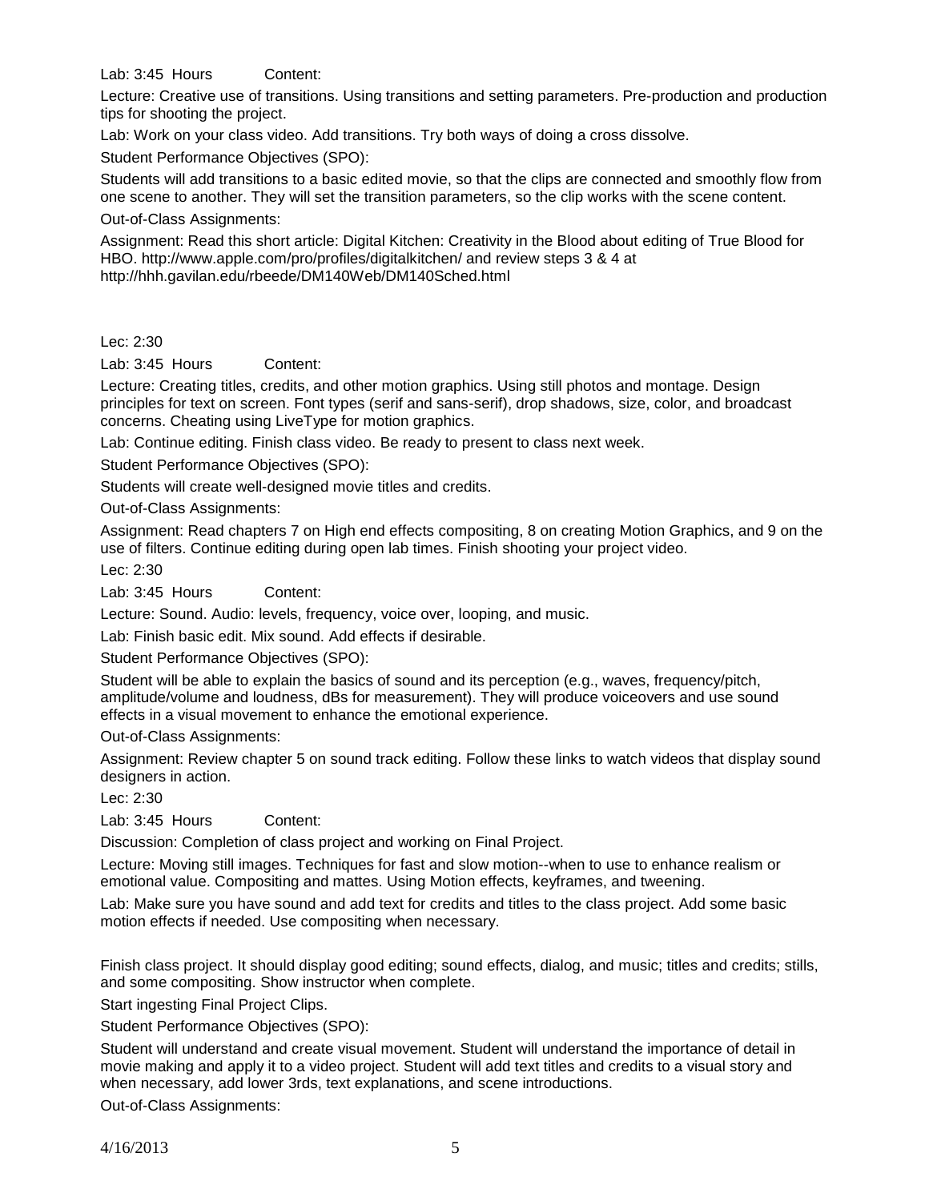Lab: 3:45 Hours Content:

Lecture: Creative use of transitions. Using transitions and setting parameters. Pre-production and production tips for shooting the project.

Lab: Work on your class video. Add transitions. Try both ways of doing a cross dissolve.

Student Performance Objectives (SPO):

Students will add transitions to a basic edited movie, so that the clips are connected and smoothly flow from one scene to another. They will set the transition parameters, so the clip works with the scene content.

Out-of-Class Assignments:

Assignment: Read this short article: Digital Kitchen: Creativity in the Blood about editing of True Blood for HBO. http://www.apple.com/pro/profiles/digitalkitchen/ and review steps 3 & 4 at http://hhh.gavilan.edu/rbeede/DM140Web/DM140Sched.html

Lec: 2:30

Lab: 3:45 Hours Content:

Lecture: Creating titles, credits, and other motion graphics. Using still photos and montage. Design principles for text on screen. Font types (serif and sans-serif), drop shadows, size, color, and broadcast concerns. Cheating using LiveType for motion graphics.

Lab: Continue editing. Finish class video. Be ready to present to class next week.

Student Performance Objectives (SPO):

Students will create well-designed movie titles and credits.

Out-of-Class Assignments:

Assignment: Read chapters 7 on High end effects compositing, 8 on creating Motion Graphics, and 9 on the use of filters. Continue editing during open lab times. Finish shooting your project video.

Lec: 2:30

Lab: 3:45 Hours Content:

Lecture: Sound. Audio: levels, frequency, voice over, looping, and music.

Lab: Finish basic edit. Mix sound. Add effects if desirable.

Student Performance Objectives (SPO):

Student will be able to explain the basics of sound and its perception (e.g., waves, frequency/pitch, amplitude/volume and loudness, dBs for measurement). They will produce voiceovers and use sound effects in a visual movement to enhance the emotional experience.

Out-of-Class Assignments:

Assignment: Review chapter 5 on sound track editing. Follow these links to watch videos that display sound designers in action.

Lec: 2:30

Lab: 3:45 Hours Content:

Discussion: Completion of class project and working on Final Project.

Lecture: Moving still images. Techniques for fast and slow motion--when to use to enhance realism or emotional value. Compositing and mattes. Using Motion effects, keyframes, and tweening.

Lab: Make sure you have sound and add text for credits and titles to the class project. Add some basic motion effects if needed. Use compositing when necessary.

Finish class project. It should display good editing; sound effects, dialog, and music; titles and credits; stills, and some compositing. Show instructor when complete.

Start ingesting Final Project Clips.

Student Performance Objectives (SPO):

Student will understand and create visual movement. Student will understand the importance of detail in movie making and apply it to a video project. Student will add text titles and credits to a visual story and when necessary, add lower 3rds, text explanations, and scene introductions.

Out-of-Class Assignments: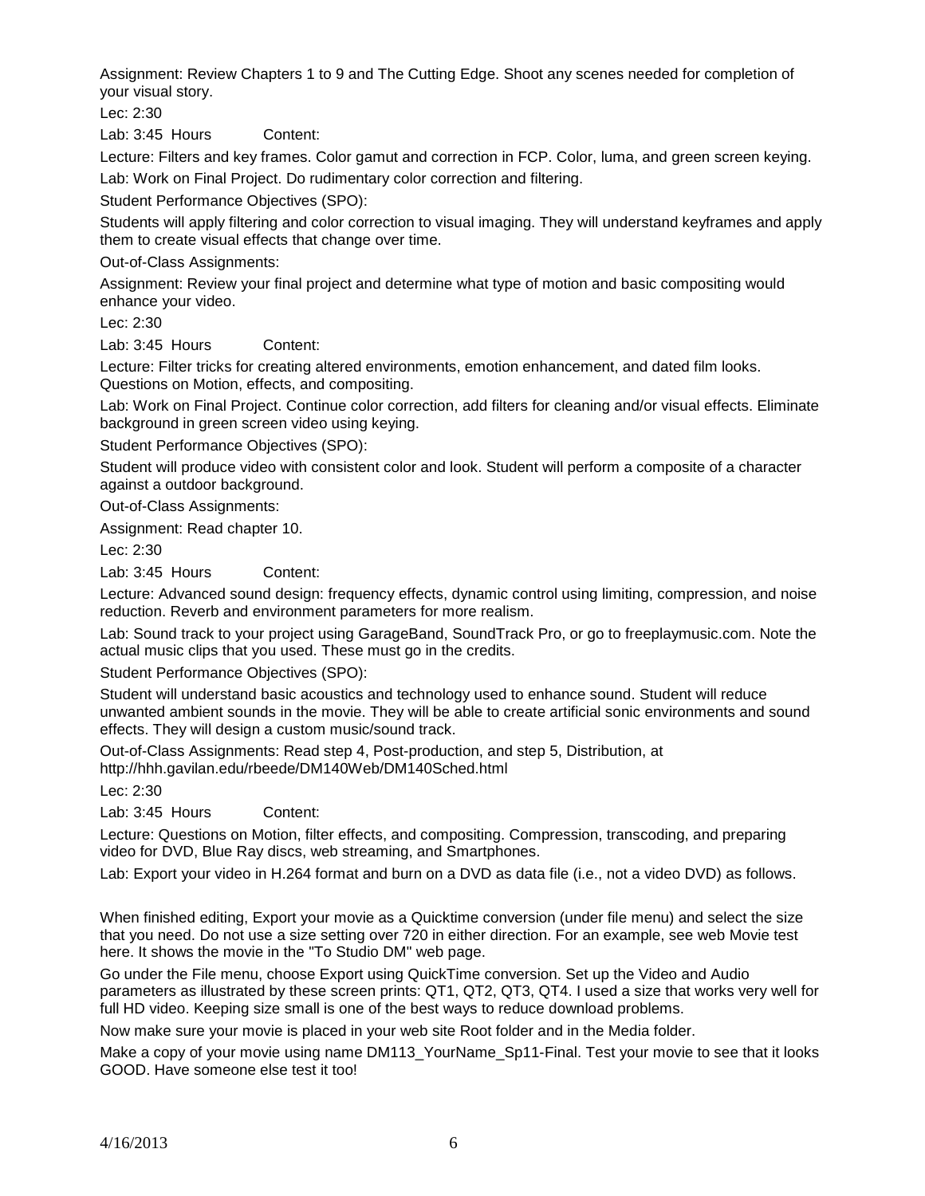Assignment: Review Chapters 1 to 9 and The Cutting Edge. Shoot any scenes needed for completion of your visual story.

Lec: 2:30

Lab: 3:45 Hours Content:

Lecture: Filters and key frames. Color gamut and correction in FCP. Color, luma, and green screen keying.

Lab: Work on Final Project. Do rudimentary color correction and filtering.

Student Performance Objectives (SPO):

Students will apply filtering and color correction to visual imaging. They will understand keyframes and apply them to create visual effects that change over time.

Out-of-Class Assignments:

Assignment: Review your final project and determine what type of motion and basic compositing would enhance your video.

Lec: 2:30

Lab: 3:45 Hours Content:

Lecture: Filter tricks for creating altered environments, emotion enhancement, and dated film looks. Questions on Motion, effects, and compositing.

Lab: Work on Final Project. Continue color correction, add filters for cleaning and/or visual effects. Eliminate background in green screen video using keying.

Student Performance Objectives (SPO):

Student will produce video with consistent color and look. Student will perform a composite of a character against a outdoor background.

Out-of-Class Assignments:

Assignment: Read chapter 10.

Lec: 2:30

Lab: 3:45 Hours Content:

Lecture: Advanced sound design: frequency effects, dynamic control using limiting, compression, and noise reduction. Reverb and environment parameters for more realism.

Lab: Sound track to your project using GarageBand, SoundTrack Pro, or go to freeplaymusic.com. Note the actual music clips that you used. These must go in the credits.

Student Performance Objectives (SPO):

Student will understand basic acoustics and technology used to enhance sound. Student will reduce unwanted ambient sounds in the movie. They will be able to create artificial sonic environments and sound effects. They will design a custom music/sound track.

Out-of-Class Assignments: Read step 4, Post-production, and step 5, Distribution, at http://hhh.gavilan.edu/rbeede/DM140Web/DM140Sched.html

Lec: 2:30

Lab: 3:45 Hours Content:

Lecture: Questions on Motion, filter effects, and compositing. Compression, transcoding, and preparing video for DVD, Blue Ray discs, web streaming, and Smartphones.

Lab: Export your video in H.264 format and burn on a DVD as data file (i.e., not a video DVD) as follows.

When finished editing, Export your movie as a Quicktime conversion (under file menu) and select the size that you need. Do not use a size setting over 720 in either direction. For an example, see web Movie test here. It shows the movie in the "To Studio DM" web page.

Go under the File menu, choose Export using QuickTime conversion. Set up the Video and Audio parameters as illustrated by these screen prints: QT1, QT2, QT3, QT4. I used a size that works very well for full HD video. Keeping size small is one of the best ways to reduce download problems.

Now make sure your movie is placed in your web site Root folder and in the Media folder.

Make a copy of your movie using name DM113_YourName_Sp11-Final. Test your movie to see that it looks GOOD. Have someone else test it too!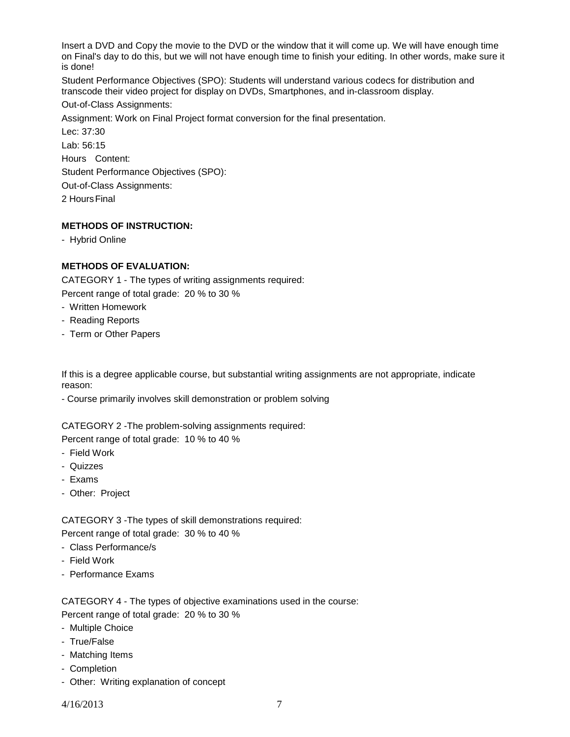Insert a DVD and Copy the movie to the DVD or the window that it will come up. We will have enough time on Final's day to do this, but we will not have enough time to finish your editing. In other words, make sure it is done!

Student Performance Objectives (SPO): Students will understand various codecs for distribution and transcode their video project for display on DVDs, Smartphones, and in-classroom display.

Out-of-Class Assignments:

Assignment: Work on Final Project format conversion for the final presentation.

Lec: 37:30

Lab: 56:15

Hours Content:

Student Performance Objectives (SPO):

Out-of-Class Assignments:

2 Hours Final

**METHODS OF INSTRUCTION:**

- Hybrid Online

**METHODS OF EVALUATION:**

CATEGORY 1 - The types of writing assignments required:

Percent range of total grade: 20 % to 30 %

- Written Homework
- Reading Reports
- Term or Other Papers

If this is a degree applicable course, but substantial writing assignments are not appropriate, indicate reason:

- Course primarily involves skill demonstration or problem solving

CATEGORY 2 -The problem-solving assignments required:

Percent range of total grade: 10 % to 40 %

- Field Work
- Quizzes
- Exams
- Other: Project

CATEGORY 3 -The types of skill demonstrations required:

Percent range of total grade: 30 % to 40 %

- Class Performance/s
- Field Work
- Performance Exams

CATEGORY 4 - The types of objective examinations used in the course:

Percent range of total grade: 20 % to 30 %

- Multiple Choice
- True/False
- Matching Items
- Completion
- Other: Writing explanation of concept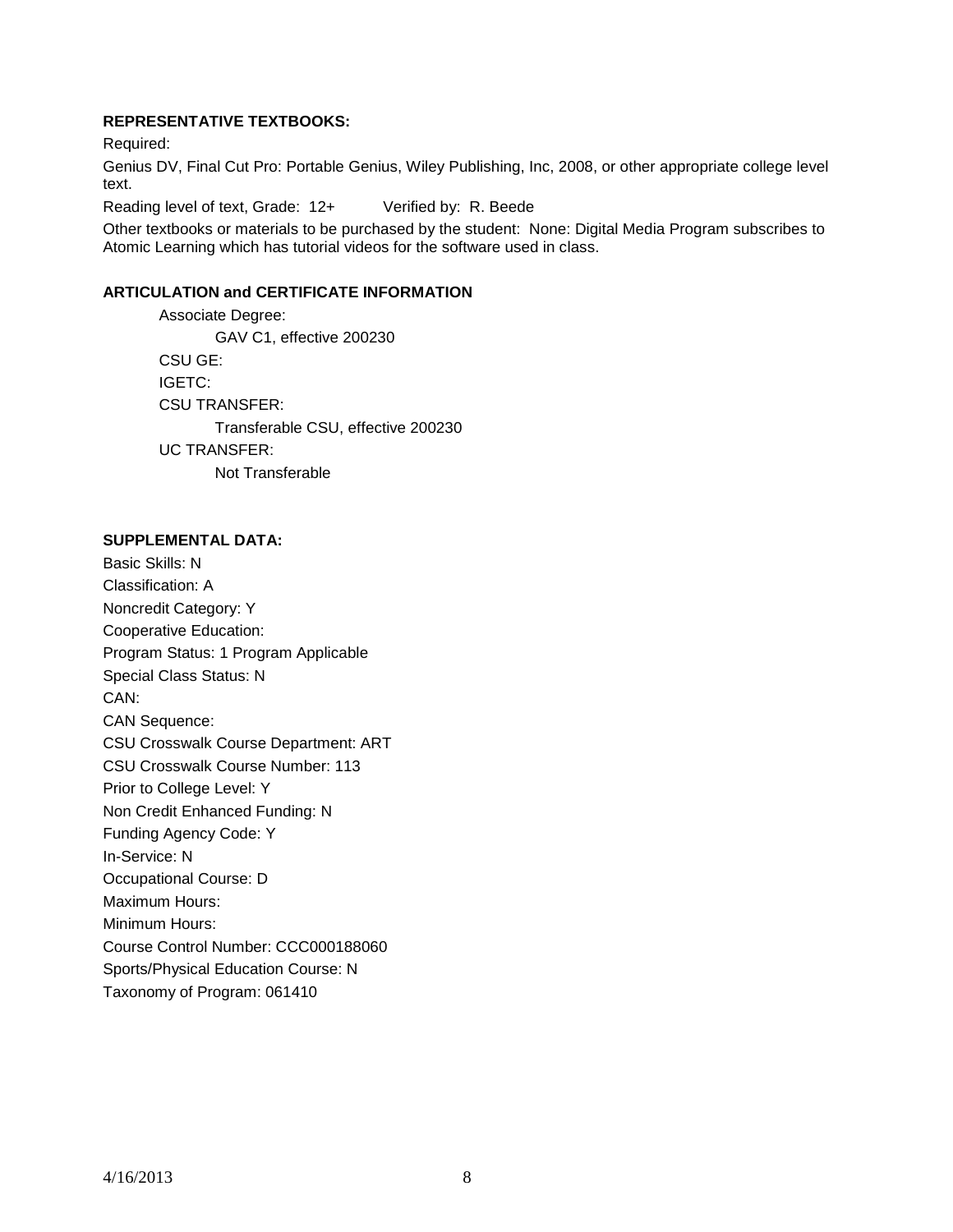**REPRESENTATIVE TEXTBOOKS:**

Required:

Genius DV, Final Cut Pro: Portable Genius, Wiley Publishing, Inc, 2008, or other appropriate college level text.

Reading level of text, Grade: 12+    Verified by: R. Beede

Other textbooks or materials to be purchased by the student: None: Digital Media Program subscribes to Atomic Learning which has tutorial videos for the software used in class.

**ARTICULATION and CERTIFICATE INFORMATION**

Associate Degree:

GAV C1, effective 200230

CSU GE:

IGETC:

CSU TRANSFER:

Transferable CSU, effective 200230

UC TRANSFER:

Not Transferable

**SUPPLEMENTAL DATA:**

Basic Skills: N

Classification: A

Noncredit Category: Y

Cooperative Education:

Program Status: 1 Program Applicable

Special Class Status: N

CAN:

CAN Sequence:

CSU Crosswalk Course Department: ART

CSU Crosswalk Course Number: 113

Prior to College Level: Y

Non Credit Enhanced Funding: N

Funding Agency Code: Y

In-Service: N

Occupational Course: D

Maximum Hours:

Minimum Hours:

Course Control Number: CCC000188060

Sports/Physical Education Course: N

Taxonomy of Program: 061410